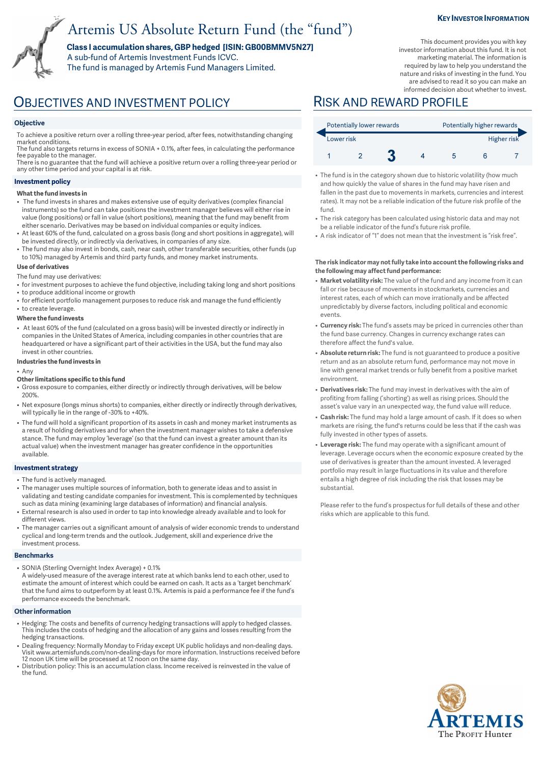KEY INVESTOR INFORMATION

# Artemis US Absolute Return Fund (the "fund")

**Class I accumulation shares, GBP hedged [ISIN: GB00BMMV5N27]**
A sub-fund of Artemis Investment Funds ICVC.
The fund is managed by Artemis Fund Managers Limited.

This document provides you with key investor information about this fund. It is not marketing material. The information is required by law to help you understand the nature and risks of investing in the fund. You are advised to read it so you can make an informed decision about whether to invest.

## OBJECTIVES AND INVESTMENT POLICY

### Objective

To achieve a positive return over a rolling three-year period, after fees, notwithstanding changing market conditions.
The fund also targets returns in excess of SONIA + 0.1%, after fees, in calculating the performance fee payable to the manager.
There is no guarantee that the fund will achieve a positive return over a rolling three-year period or any other time period and your capital is at risk.

### Investment policy

**What the fund invests in**

- The fund invests in shares and makes extensive use of equity derivatives (complex financial instruments) so the fund can take positions the investment manager believes will either rise in value (long positions) or fall in value (short positions), meaning that the fund may benefit from either scenario. Derivatives may be based on individual companies or equity indices.
- At least 60% of the fund, calculated on a gross basis (long and short positions in aggregate), will be invested directly, or indirectly via derivatives, in companies of any size.
- The fund may also invest in bonds, cash, near cash, other transferable securities, other funds (up to 10%) managed by Artemis and third party funds, and money market instruments.

**Use of derivatives**

The fund may use derivatives:

- for investment purposes to achieve the fund objective, including taking long and short positions
- to produce additional income or growth
- for efficient portfolio management purposes to reduce risk and manage the fund efficiently
- to create leverage.

**Where the fund invests**

- At least 60% of the fund (calculated on a gross basis) will be invested directly or indirectly in companies in the United States of America, including companies in other countries that are headquartered or have a significant part of their activities in the USA, but the fund may also invest in other countries.

**Industries the fund invests in**

- Any

**Other limitations specific to this fund**

- Gross exposure to companies, either directly or indirectly through derivatives, will be below 200%.
- Net exposure (longs minus shorts) to companies, either directly or indirectly through derivatives, will typically lie in the range of -30% to +40%.
- The fund will hold a significant proportion of its assets in cash and money market instruments as a result of holding derivatives and for when the investment manager wishes to take a defensive stance. The fund may employ 'leverage' (so that the fund can invest a greater amount than its actual value) when the investment manager has greater confidence in the opportunities available.

### Investment strategy

- The fund is actively managed.
- The manager uses multiple sources of information, both to generate ideas and to assist in validating and testing candidate companies for investment. This is complemented by techniques such as data mining (examining large databases of information) and financial analysis.
- External research is also used in order to tap into knowledge already available and to look for different views.
- The manager carries out a significant amount of analysis of wider economic trends to understand cyclical and long-term trends and the outlook. Judgement, skill and experience drive the investment process.

### Benchmarks

- SONIA (Sterling Overnight Index Average) + 0.1%
  A widely-used measure of the average interest rate at which banks lend to each other, used to estimate the amount of interest which could be earned on cash. It acts as a 'target benchmark' that the fund aims to outperform by at least 0.1%. Artemis is paid a performance fee if the fund's performance exceeds the benchmark.

### Other information

- Hedging: The costs and benefits of currency hedging transactions will apply to hedged classes. This includes the costs of hedging and the allocation of any gains and losses resulting from the hedging transactions.
- Dealing frequency: Normally Monday to Friday except UK public holidays and non-dealing days. Visit www.artemisfunds.com/non-dealing-days for more information. Instructions received before 12 noon UK time will be processed at 12 noon on the same day.
- Distribution policy: This is an accumulation class. Income received is reinvested in the value of the fund.

## RISK AND REWARD PROFILE

| Potentially lower rewards | | | | | | Potentially higher rewards |
|---|---|---|---|---|---|---|
| Lower risk | | | | | | Higher risk |
| 1 | 2 | **3** | 4 | 5 | 6 | 7 |

- The fund is in the category shown due to historic volatility (how much and how quickly the value of shares in the fund may have risen and fallen in the past due to movements in markets, currencies and interest rates). It may not be a reliable indication of the future risk profile of the fund.
- The risk category has been calculated using historic data and may not be a reliable indicator of the fund's future risk profile.
- A risk indicator of "1" does not mean that the investment is "risk free".

**The risk indicator may not fully take into account the following risks and the following may affect fund performance:**

- **Market volatility risk:** The value of the fund and any income from it can fall or rise because of movements in stockmarkets, currencies and interest rates, each of which can move irrationally and be affected unpredictably by diverse factors, including political and economic events.
- **Currency risk:** The fund's assets may be priced in currencies other than the fund base currency. Changes in currency exchange rates can therefore affect the fund's value.
- **Absolute return risk:** The fund is not guaranteed to produce a positive return and as an absolute return fund, performance may not move in line with general market trends or fully benefit from a positive market environment.
- **Derivatives risk:** The fund may invest in derivatives with the aim of profiting from falling ('shorting') as well as rising prices. Should the asset's value vary in an unexpected way, the fund value will reduce.
- **Cash risk:** The fund may hold a large amount of cash. If it does so when markets are rising, the fund's returns could be less that if the cash was fully invested in other types of assets.
- **Leverage risk:** The fund may operate with a significant amount of leverage. Leverage occurs when the economic exposure created by the use of derivatives is greater than the amount invested. A leveraged portfolio may result in large fluctuations in its value and therefore entails a high degree of risk including the risk that losses may be substantial.

Please refer to the fund's prospectus for full details of these and other risks which are applicable to this fund.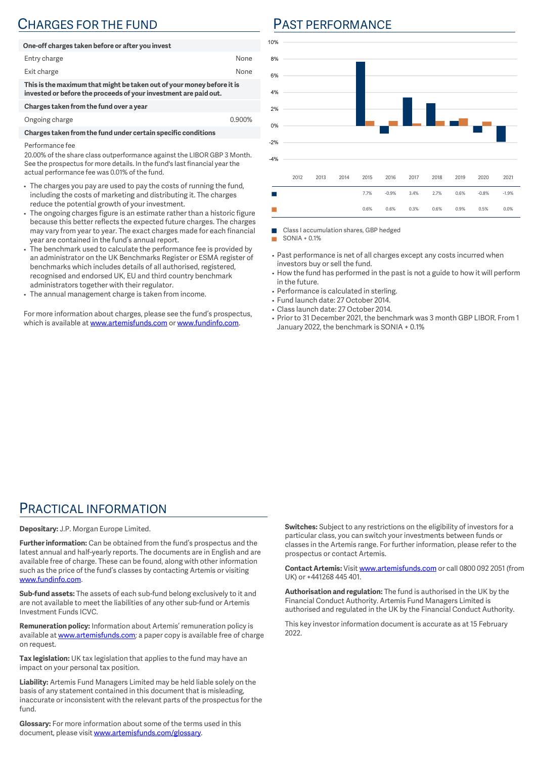## CHARGES FOR THE FUND

| | |
|---|---|
| **One-off charges taken before or after you invest** | |
| Entry charge | None |
| Exit charge | None |
| **This is the maximum that might be taken out of your money before it is invested or before the proceeds of your investment are paid out.** | |
| **Charges taken from the fund over a year** | |
| Ongoing charge | 0.900% |
| **Charges taken from the fund under certain specific conditions** | |

Performance fee

20.00% of the share class outperformance against the LIBOR GBP 3 Month. See the prospectus for more details. In the fund's last financial year the actual performance fee was 0.01% of the fund.

- The charges you pay are used to pay the costs of running the fund, including the costs of marketing and distributing it. The charges reduce the potential growth of your investment.
- The ongoing charges figure is an estimate rather than a historic figure because this better reflects the expected future charges. The charges may vary from year to year. The exact charges made for each financial year are contained in the fund's annual report.
- The benchmark used to calculate the performance fee is provided by an administrator on the UK Benchmarks Register or ESMA register of benchmarks which includes details of all authorised, registered, recognised and endorsed UK, EU and third country benchmark administrators together with their regulator.
- The annual management charge is taken from income.

For more information about charges, please see the fund's prospectus, which is available at www.artemisfunds.com or www.fundinfo.com.

## PAST PERFORMANCE

10%
8%
6%
4%
2%
0%
-2%
-4%

2012 2013 2014 2015 2016 2017 2018 2019 2020 2021

7.7% -0.9% 3.4% 2.7% 0.6% -0.8% -1.9%

0.6% 0.6% 0.3% 0.6% 0.9% 0.5% 0.0%

Class I accumulation shares, GBP hedged

SONIA + 0.1%

- Past performance is net of all charges except any costs incurred when investors buy or sell the fund.
- How the fund has performed in the past is not a guide to how it will perform in the future.
- Performance is calculated in sterling.
- Fund launch date: 27 October 2014.
- Class launch date: 27 October 2014.
- Prior to 31 December 2021, the benchmark was 3 month GBP LIBOR. From 1 January 2022, the benchmark is SONIA + 0.1%

## PRACTICAL INFORMATION

**Depositary:** J.P. Morgan Europe Limited.

**Further information:** Can be obtained from the fund's prospectus and the latest annual and half-yearly reports. The documents are in English and are available free of charge. These can be found, along with other information such as the price of the fund's classes by contacting Artemis or visiting www.fundinfo.com.

**Sub-fund assets:** The assets of each sub-fund belong exclusively to it and are not available to meet the liabilities of any other sub-fund or Artemis Investment Funds ICVC.

**Remuneration policy:** Information about Artemis' remuneration policy is available at www.artemisfunds.com; a paper copy is available free of charge on request.

**Tax legislation:** UK tax legislation that applies to the fund may have an impact on your personal tax position.

**Liability:** Artemis Fund Managers Limited may be held liable solely on the basis of any statement contained in this document that is misleading, inaccurate or inconsistent with the relevant parts of the prospectus for the fund.

**Glossary:** For more information about some of the terms used in this document, please visit www.artemisfunds.com/glossary.

**Switches:** Subject to any restrictions on the eligibility of investors for a particular class, you can switch your investments between funds or classes in the Artemis range. For further information, please refer to the prospectus or contact Artemis.

**Contact Artemis:** Visit www.artemisfunds.com or call 0800 092 2051 (from UK) or +441268 445 401.

**Authorisation and regulation:** The fund is authorised in the UK by the Financial Conduct Authority. Artemis Fund Managers Limited is authorised and regulated in the UK by the Financial Conduct Authority.

This key investor information document is accurate as at 15 February 2022.